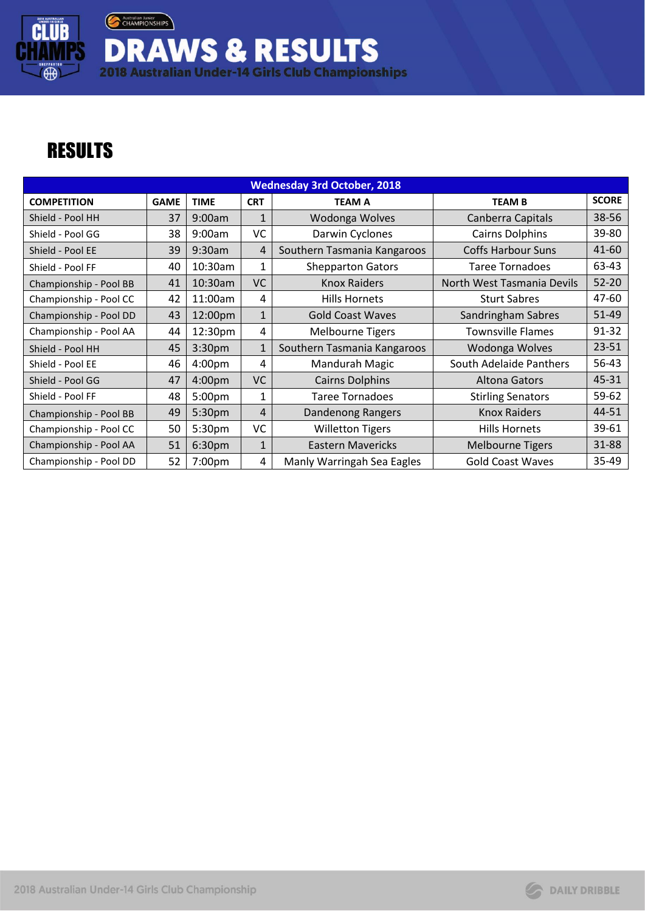# DRAWS & RESULTS

2018 Australian Under-14 Girls Club Championships

## RESULTS

| Wednesday 3rd October, 2018 | | | | | | |
|---|---|---|---|---|---|---|
| COMPETITION | GAME | TIME | CRT | TEAM A | TEAM B | SCORE |
| Shield - Pool HH | 37 | 9:00am | 1 | Wodonga Wolves | Canberra Capitals | 38-56 |
| Shield - Pool GG | 38 | 9:00am | VC | Darwin Cyclones | Cairns Dolphins | 39-80 |
| Shield - Pool EE | 39 | 9:30am | 4 | Southern Tasmania Kangaroos | Coffs Harbour Suns | 41-60 |
| Shield - Pool FF | 40 | 10:30am | 1 | Shepparton Gators | Taree Tornadoes | 63-43 |
| Championship - Pool BB | 41 | 10:30am | VC | Knox Raiders | North West Tasmania Devils | 52-20 |
| Championship - Pool CC | 42 | 11:00am | 4 | Hills Hornets | Sturt Sabres | 47-60 |
| Championship - Pool DD | 43 | 12:00pm | 1 | Gold Coast Waves | Sandringham Sabres | 51-49 |
| Championship - Pool AA | 44 | 12:30pm | 4 | Melbourne Tigers | Townsville Flames | 91-32 |
| Shield - Pool HH | 45 | 3:30pm | 1 | Southern Tasmania Kangaroos | Wodonga Wolves | 23-51 |
| Shield - Pool EE | 46 | 4:00pm | 4 | Mandurah Magic | South Adelaide Panthers | 56-43 |
| Shield - Pool GG | 47 | 4:00pm | VC | Cairns Dolphins | Altona Gators | 45-31 |
| Shield - Pool FF | 48 | 5:00pm | 1 | Taree Tornadoes | Stirling Senators | 59-62 |
| Championship - Pool BB | 49 | 5:30pm | 4 | Dandenong Rangers | Knox Raiders | 44-51 |
| Championship - Pool CC | 50 | 5:30pm | VC | Willetton Tigers | Hills Hornets | 39-61 |
| Championship - Pool AA | 51 | 6:30pm | 1 | Eastern Mavericks | Melbourne Tigers | 31-88 |
| Championship - Pool DD | 52 | 7:00pm | 4 | Manly Warringah Sea Eagles | Gold Coast Waves | 35-49 |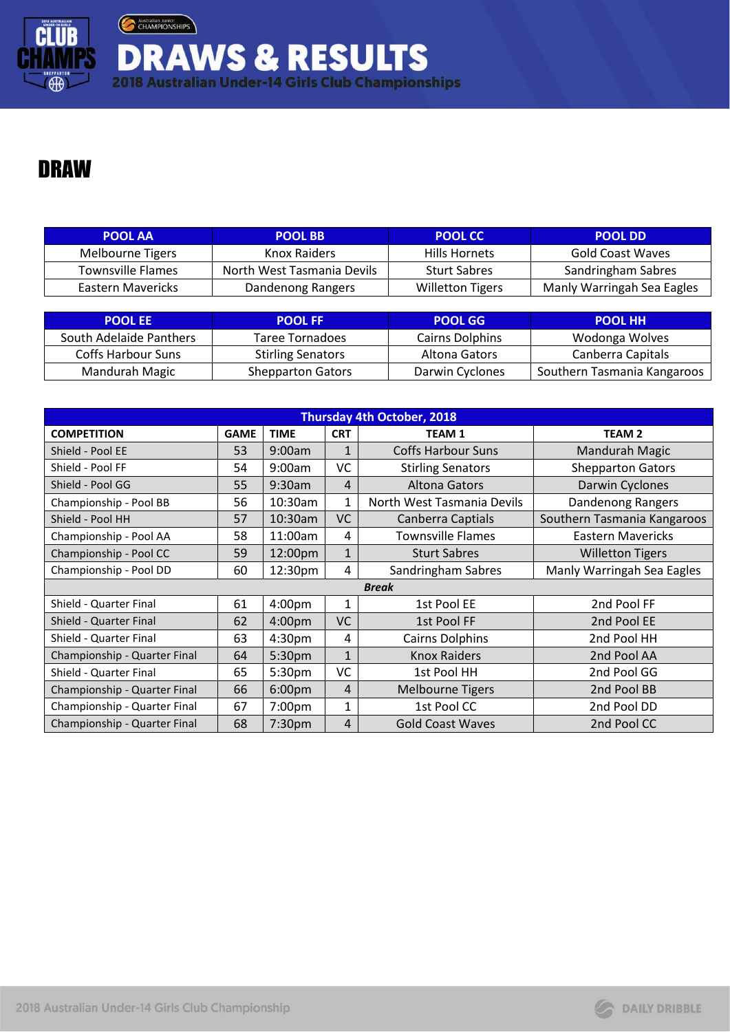# DRAWS & RESULTS

## 2018 Australian Under-14 Girls Club Championships

# DRAW

| POOL AA | POOL BB | POOL CC | POOL DD |
|---|---|---|---|
| Melbourne Tigers | Knox Raiders | Hills Hornets | Gold Coast Waves |
| Townsville Flames | North West Tasmania Devils | Sturt Sabres | Sandringham Sabres |
| Eastern Mavericks | Dandenong Rangers | Willetton Tigers | Manly Warringah Sea Eagles |

| POOL EE | POOL FF | POOL GG | POOL HH |
|---|---|---|---|
| South Adelaide Panthers | Taree Tornadoes | Cairns Dolphins | Wodonga Wolves |
| Coffs Harbour Suns | Stirling Senators | Altona Gators | Canberra Capitals |
| Mandurah Magic | Shepparton Gators | Darwin Cyclones | Southern Tasmania Kangaroos |

| Thursday 4th October, 2018 | | | | | |
|---|---|---|---|---|---|
| **COMPETITION** | **GAME** | **TIME** | **CRT** | **TEAM 1** | **TEAM 2** |
| Shield - Pool EE | 53 | 9:00am | 1 | Coffs Harbour Suns | Mandurah Magic |
| Shield - Pool FF | 54 | 9:00am | VC | Stirling Senators | Shepparton Gators |
| Shield - Pool GG | 55 | 9:30am | 4 | Altona Gators | Darwin Cyclones |
| Championship - Pool BB | 56 | 10:30am | 1 | North West Tasmania Devils | Dandenong Rangers |
| Shield - Pool HH | 57 | 10:30am | VC | Canberra Captials | Southern Tasmania Kangaroos |
| Championship - Pool AA | 58 | 11:00am | 4 | Townsville Flames | Eastern Mavericks |
| Championship - Pool CC | 59 | 12:00pm | 1 | Sturt Sabres | Willetton Tigers |
| Championship - Pool DD | 60 | 12:30pm | 4 | Sandringham Sabres | Manly Warringah Sea Eagles |
| ***Break*** | | | | | |
| Shield - Quarter Final | 61 | 4:00pm | 1 | 1st Pool EE | 2nd Pool FF |
| Shield - Quarter Final | 62 | 4:00pm | VC | 1st Pool FF | 2nd Pool EE |
| Shield - Quarter Final | 63 | 4:30pm | 4 | Cairns Dolphins | 2nd Pool HH |
| Championship - Quarter Final | 64 | 5:30pm | 1 | Knox Raiders | 2nd Pool AA |
| Shield - Quarter Final | 65 | 5:30pm | VC | 1st Pool HH | 2nd Pool GG |
| Championship - Quarter Final | 66 | 6:00pm | 4 | Melbourne Tigers | 2nd Pool BB |
| Championship - Quarter Final | 67 | 7:00pm | 1 | 1st Pool CC | 2nd Pool DD |
| Championship - Quarter Final | 68 | 7:30pm | 4 | Gold Coast Waves | 2nd Pool CC |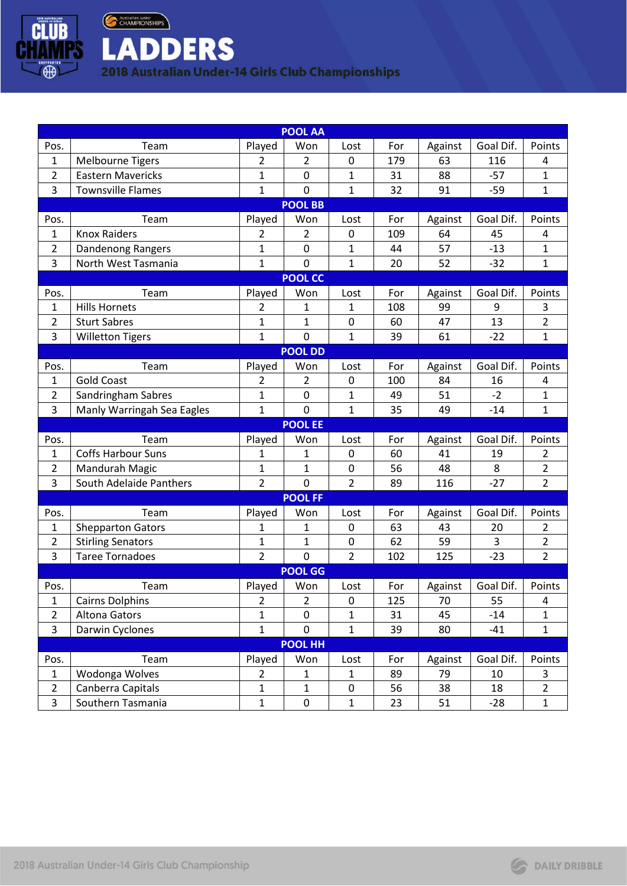# LADDERS

## 2018 Australian Under-14 Girls Club Championships

| POOL AA | | | | | | | | |
|---|---|---|---|---|---|---|---|---|
| Pos. | Team | Played | Won | Lost | For | Against | Goal Dif. | Points |
| 1 | Melbourne Tigers | 2 | 2 | 0 | 179 | 63 | 116 | 4 |
| 2 | Eastern Mavericks | 1 | 0 | 1 | 31 | 88 | -57 | 1 |
| 3 | Townsville Flames | 1 | 0 | 1 | 32 | 91 | -59 | 1 |
| **POOL BB** | | | | | | | | |
| Pos. | Team | Played | Won | Lost | For | Against | Goal Dif. | Points |
| 1 | Knox Raiders | 2 | 2 | 0 | 109 | 64 | 45 | 4 |
| 2 | Dandenong Rangers | 1 | 0 | 1 | 44 | 57 | -13 | 1 |
| 3 | North West Tasmania | 1 | 0 | 1 | 20 | 52 | -32 | 1 |
| **POOL CC** | | | | | | | | |
| Pos. | Team | Played | Won | Lost | For | Against | Goal Dif. | Points |
| 1 | Hills Hornets | 2 | 1 | 1 | 108 | 99 | 9 | 3 |
| 2 | Sturt Sabres | 1 | 1 | 0 | 60 | 47 | 13 | 2 |
| 3 | Willetton Tigers | 1 | 0 | 1 | 39 | 61 | -22 | 1 |
| **POOL DD** | | | | | | | | |
| Pos. | Team | Played | Won | Lost | For | Against | Goal Dif. | Points |
| 1 | Gold Coast | 2 | 2 | 0 | 100 | 84 | 16 | 4 |
| 2 | Sandringham Sabres | 1 | 0 | 1 | 49 | 51 | -2 | 1 |
| 3 | Manly Warringah Sea Eagles | 1 | 0 | 1 | 35 | 49 | -14 | 1 |
| **POOL EE** | | | | | | | | |
| Pos. | Team | Played | Won | Lost | For | Against | Goal Dif. | Points |
| 1 | Coffs Harbour Suns | 1 | 1 | 0 | 60 | 41 | 19 | 2 |
| 2 | Mandurah Magic | 1 | 1 | 0 | 56 | 48 | 8 | 2 |
| 3 | South Adelaide Panthers | 2 | 0 | 2 | 89 | 116 | -27 | 2 |
| **POOL FF** | | | | | | | | |
| Pos. | Team | Played | Won | Lost | For | Against | Goal Dif. | Points |
| 1 | Shepparton Gators | 1 | 1 | 0 | 63 | 43 | 20 | 2 |
| 2 | Stirling Senators | 1 | 1 | 0 | 62 | 59 | 3 | 2 |
| 3 | Taree Tornadoes | 2 | 0 | 2 | 102 | 125 | -23 | 2 |
| **POOL GG** | | | | | | | | |
| Pos. | Team | Played | Won | Lost | For | Against | Goal Dif. | Points |
| 1 | Cairns Dolphins | 2 | 2 | 0 | 125 | 70 | 55 | 4 |
| 2 | Altona Gators | 1 | 0 | 1 | 31 | 45 | -14 | 1 |
| 3 | Darwin Cyclones | 1 | 0 | 1 | 39 | 80 | -41 | 1 |
| **POOL HH** | | | | | | | | |
| Pos. | Team | Played | Won | Lost | For | Against | Goal Dif. | Points |
| 1 | Wodonga Wolves | 2 | 1 | 1 | 89 | 79 | 10 | 3 |
| 2 | Canberra Capitals | 1 | 1 | 0 | 56 | 38 | 18 | 2 |
| 3 | Southern Tasmania | 1 | 0 | 1 | 23 | 51 | -28 | 1 |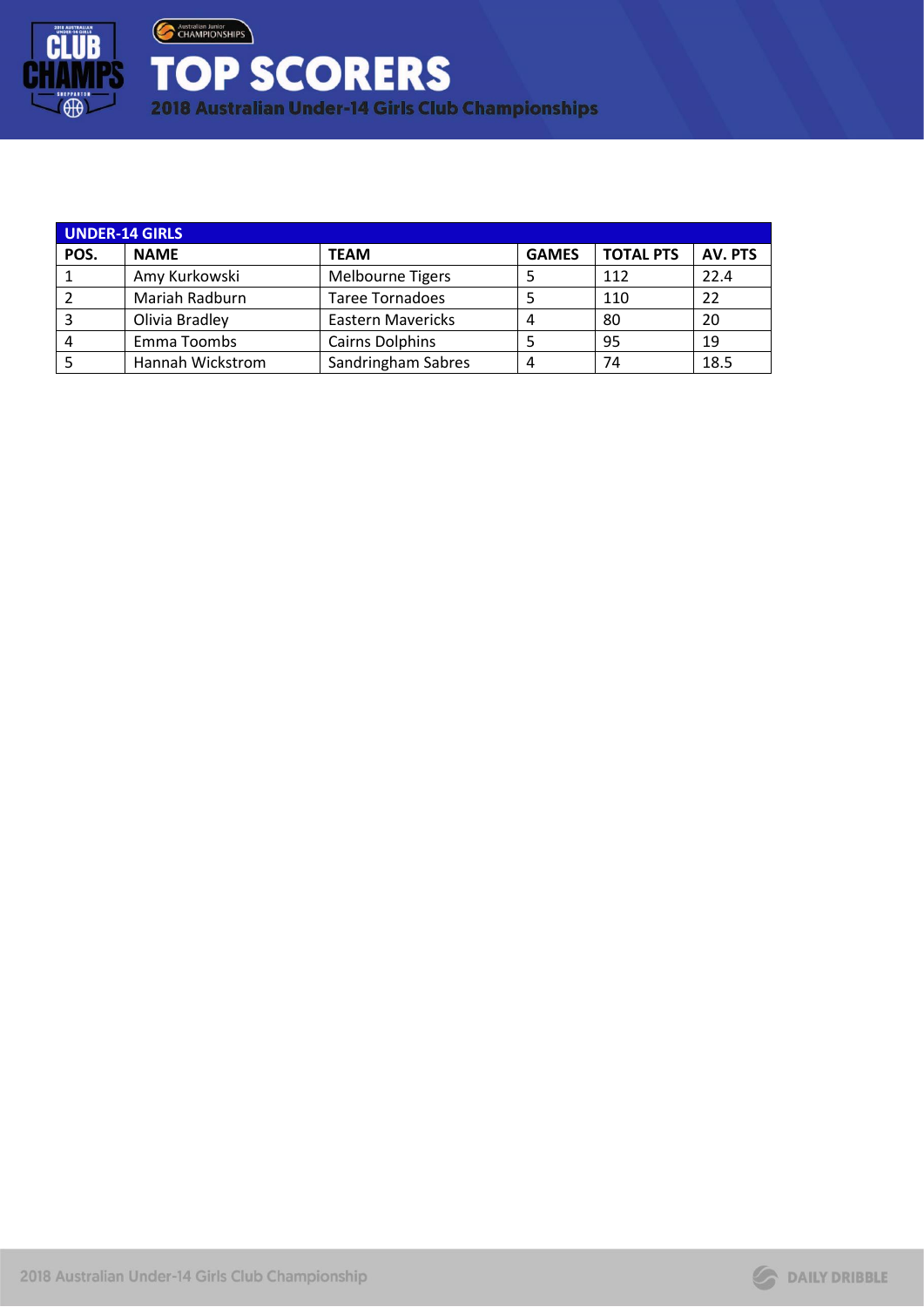# TOP SCORERS

## 2018 Australian Under-14 Girls Club Championships

| UNDER-14 GIRLS | | | | | |
|---|---|---|---|---|---|
| POS. | NAME | TEAM | GAMES | TOTAL PTS | AV. PTS |
| 1 | Amy Kurkowski | Melbourne Tigers | 5 | 112 | 22.4 |
| 2 | Mariah Radburn | Taree Tornadoes | 5 | 110 | 22 |
| 3 | Olivia Bradley | Eastern Mavericks | 4 | 80 | 20 |
| 4 | Emma Toombs | Cairns Dolphins | 5 | 95 | 19 |
| 5 | Hannah Wickstrom | Sandringham Sabres | 4 | 74 | 18.5 |